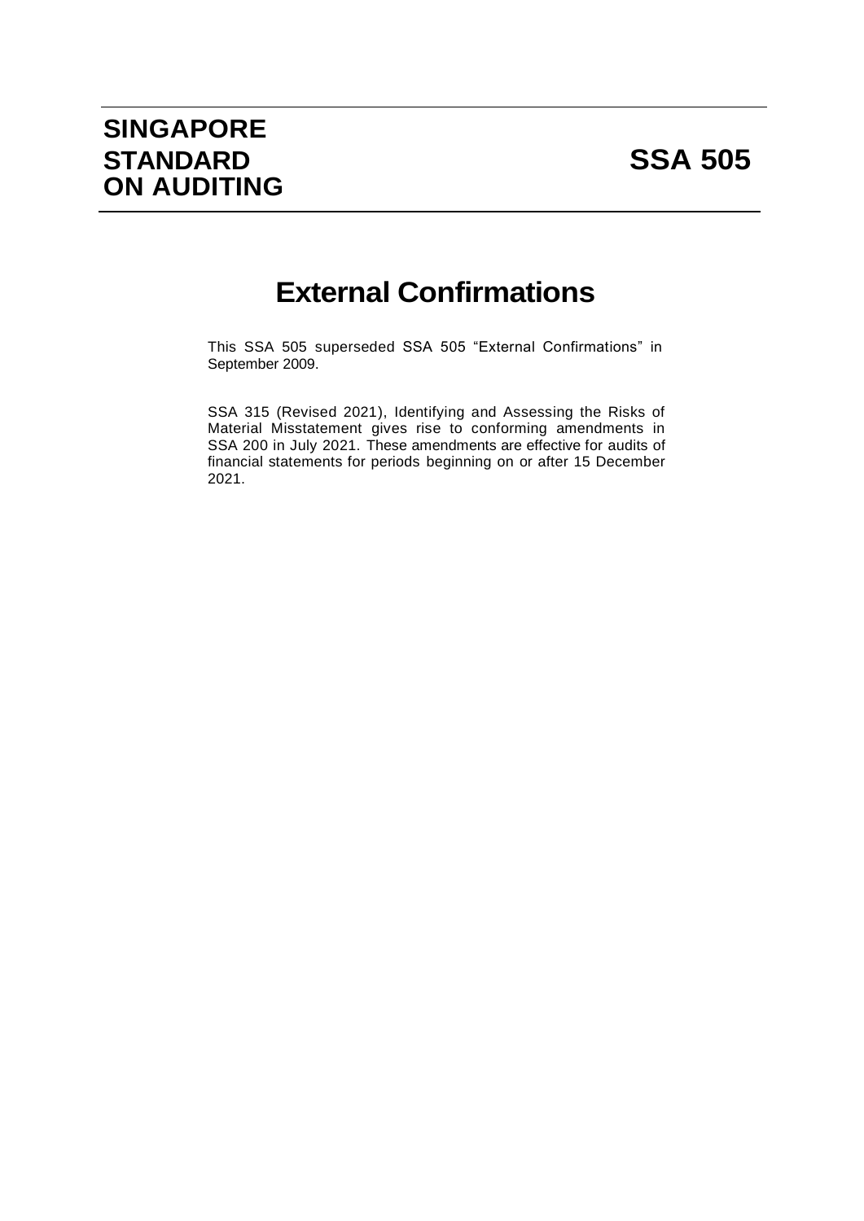# SINGAPORE STANDARD ON AUDITING

# SSA 505

## External Confirmations

This SSA 505 superseded SSA 505 "External Confirmations" in September 2009.

SSA 315 (Revised 2021), Identifying and Assessing the Risks of Material Misstatement gives rise to conforming amendments in SSA 200 in July 2021. These amendments are effective for audits of financial statements for periods beginning on or after 15 December 2021.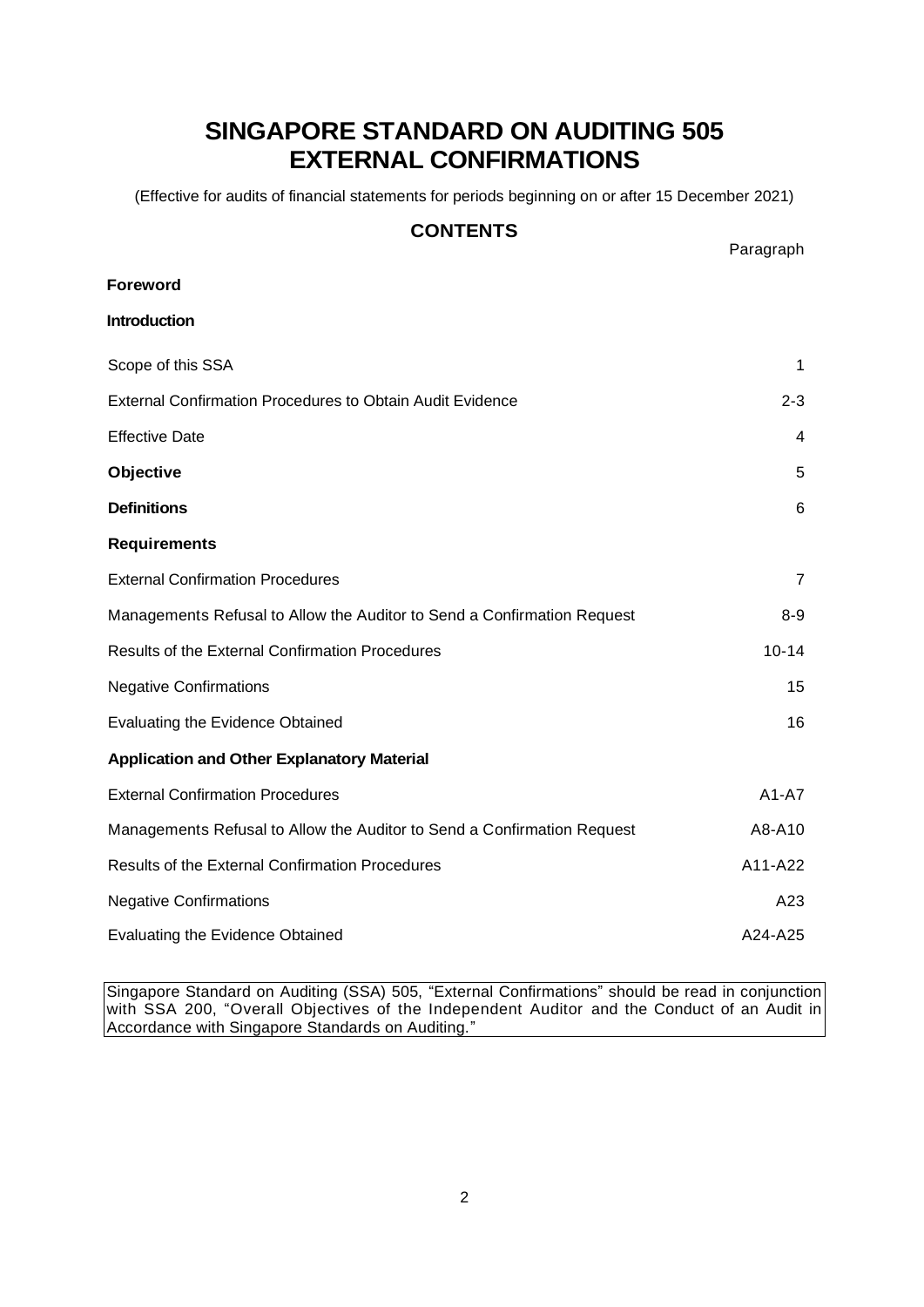# SINGAPORE STANDARD ON AUDITING 505
# EXTERNAL CONFIRMATIONS

(Effective for audits of financial statements for periods beginning on or after 15 December 2021)

## CONTENTS

| | Paragraph |
|---|---|
| **Foreword** | |
| **Introduction** | |
| Scope of this SSA | 1 |
| External Confirmation Procedures to Obtain Audit Evidence | 2-3 |
| Effective Date | 4 |
| **Objective** | 5 |
| **Definitions** | 6 |
| **Requirements** | |
| External Confirmation Procedures | 7 |
| Managements Refusal to Allow the Auditor to Send a Confirmation Request | 8-9 |
| Results of the External Confirmation Procedures | 10-14 |
| Negative Confirmations | 15 |
| Evaluating the Evidence Obtained | 16 |
| **Application and Other Explanatory Material** | |
| External Confirmation Procedures | A1-A7 |
| Managements Refusal to Allow the Auditor to Send a Confirmation Request | A8-A10 |
| Results of the External Confirmation Procedures | A11-A22 |
| Negative Confirmations | A23 |
| Evaluating the Evidence Obtained | A24-A25 |

Singapore Standard on Auditing (SSA) 505, "External Confirmations" should be read in conjunction with SSA 200, "Overall Objectives of the Independent Auditor and the Conduct of an Audit in Accordance with Singapore Standards on Auditing."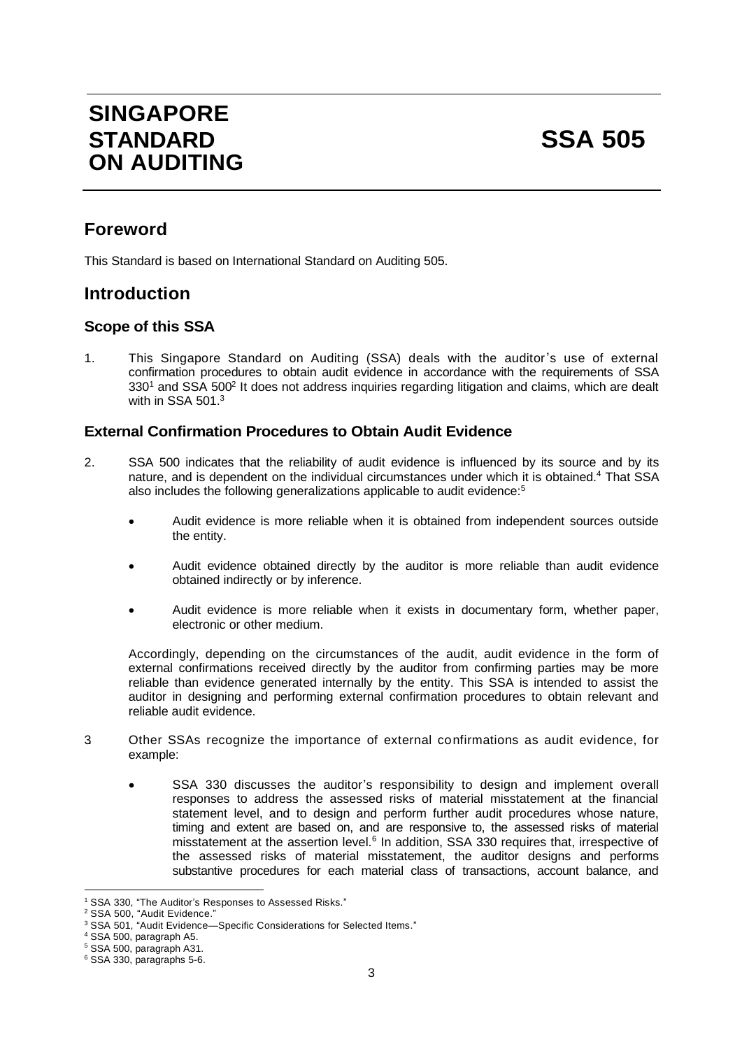# SINGAPORE STANDARD ON AUDITING

# SSA 505

## Foreword

This Standard is based on International Standard on Auditing 505.

## Introduction

### Scope of this SSA

1. This Singapore Standard on Auditing (SSA) deals with the auditor's use of external confirmation procedures to obtain audit evidence in accordance with the requirements of SSA 330[1] and SSA 500[2] It does not address inquiries regarding litigation and claims, which are dealt with in SSA 501.[3]

### External Confirmation Procedures to Obtain Audit Evidence

2. SSA 500 indicates that the reliability of audit evidence is influenced by its source and by its nature, and is dependent on the individual circumstances under which it is obtained.[4] That SSA also includes the following generalizations applicable to audit evidence:[5]

   - Audit evidence is more reliable when it is obtained from independent sources outside the entity.
   - Audit evidence obtained directly by the auditor is more reliable than audit evidence obtained indirectly or by inference.
   - Audit evidence is more reliable when it exists in documentary form, whether paper, electronic or other medium.

   Accordingly, depending on the circumstances of the audit, audit evidence in the form of external confirmations received directly by the auditor from confirming parties may be more reliable than evidence generated internally by the entity. This SSA is intended to assist the auditor in designing and performing external confirmation procedures to obtain relevant and reliable audit evidence.

3 Other SSAs recognize the importance of external confirmations as audit evidence, for example:

   - SSA 330 discusses the auditor's responsibility to design and implement overall responses to address the assessed risks of material misstatement at the financial statement level, and to design and perform further audit procedures whose nature, timing and extent are based on, and are responsive to, the assessed risks of material misstatement at the assertion level.[6] In addition, SSA 330 requires that, irrespective of the assessed risks of material misstatement, the auditor designs and performs substantive procedures for each material class of transactions, account balance, and

---

[1] SSA 330, "The Auditor's Responses to Assessed Risks."

[2] SSA 500, "Audit Evidence."

[3] SSA 501, "Audit Evidence—Specific Considerations for Selected Items."

[4] SSA 500, paragraph A5.

[5] SSA 500, paragraph A31.

[6] SSA 330, paragraphs 5-6.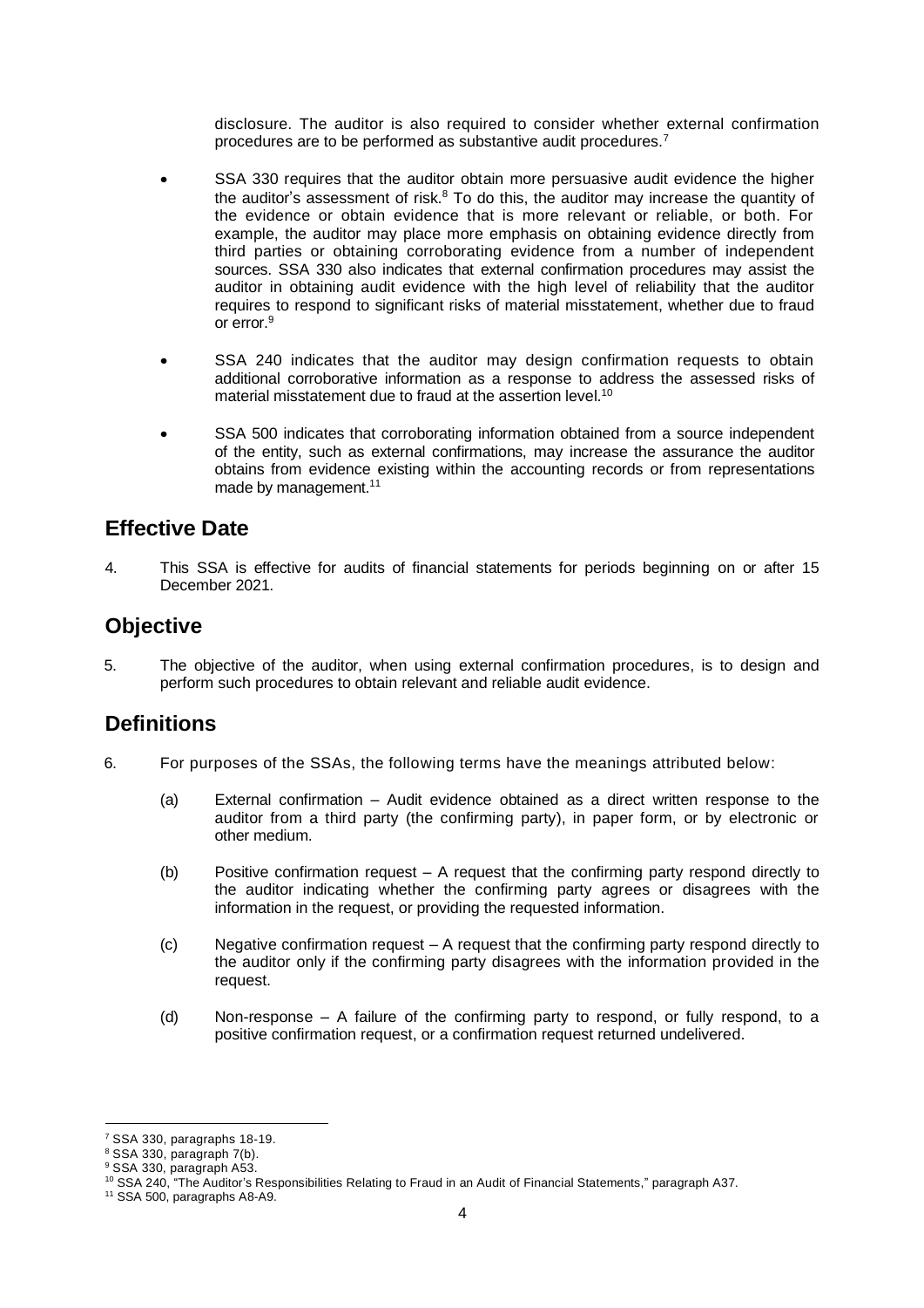disclosure. The auditor is also required to consider whether external confirmation procedures are to be performed as substantive audit procedures.[7]

- SSA 330 requires that the auditor obtain more persuasive audit evidence the higher the auditor's assessment of risk.[8] To do this, the auditor may increase the quantity of the evidence or obtain evidence that is more relevant or reliable, or both. For example, the auditor may place more emphasis on obtaining evidence directly from third parties or obtaining corroborating evidence from a number of independent sources. SSA 330 also indicates that external confirmation procedures may assist the auditor in obtaining audit evidence with the high level of reliability that the auditor requires to respond to significant risks of material misstatement, whether due to fraud or error.[9]

- SSA 240 indicates that the auditor may design confirmation requests to obtain additional corroborative information as a response to address the assessed risks of material misstatement due to fraud at the assertion level.[10]

- SSA 500 indicates that corroborating information obtained from a source independent of the entity, such as external confirmations, may increase the assurance the auditor obtains from evidence existing within the accounting records or from representations made by management.[11]

## Effective Date

4. This SSA is effective for audits of financial statements for periods beginning on or after 15 December 2021.

## Objective

5. The objective of the auditor, when using external confirmation procedures, is to design and perform such procedures to obtain relevant and reliable audit evidence.

## Definitions

6. For purposes of the SSAs, the following terms have the meanings attributed below:

   (a) External confirmation – Audit evidence obtained as a direct written response to the auditor from a third party (the confirming party), in paper form, or by electronic or other medium.

   (b) Positive confirmation request – A request that the confirming party respond directly to the auditor indicating whether the confirming party agrees or disagrees with the information in the request, or providing the requested information.

   (c) Negative confirmation request – A request that the confirming party respond directly to the auditor only if the confirming party disagrees with the information provided in the request.

   (d) Non-response – A failure of the confirming party to respond, or fully respond, to a positive confirmation request, or a confirmation request returned undelivered.

---

[7] SSA 330, paragraphs 18-19.

[8] SSA 330, paragraph 7(b).

[9] SSA 330, paragraph A53.

[10] SSA 240, "The Auditor's Responsibilities Relating to Fraud in an Audit of Financial Statements," paragraph A37.

[11] SSA 500, paragraphs A8-A9.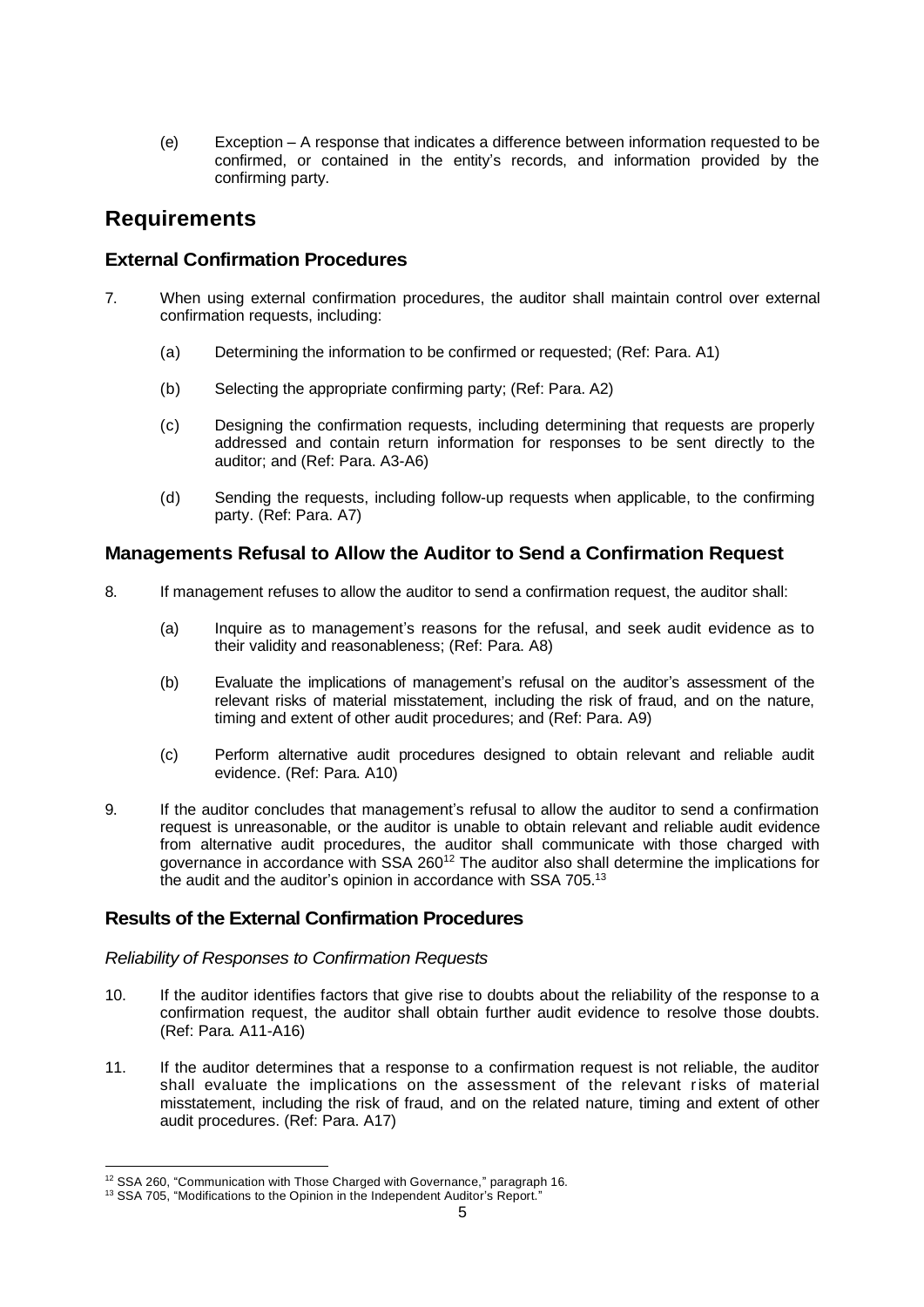(e) Exception – A response that indicates a difference between information requested to be confirmed, or contained in the entity's records, and information provided by the confirming party.

## Requirements

### External Confirmation Procedures

7. When using external confirmation procedures, the auditor shall maintain control over external confirmation requests, including:

   (a) Determining the information to be confirmed or requested; (Ref: Para. A1)

   (b) Selecting the appropriate confirming party; (Ref: Para. A2)

   (c) Designing the confirmation requests, including determining that requests are properly addressed and contain return information for responses to be sent directly to the auditor; and (Ref: Para. A3-A6)

   (d) Sending the requests, including follow-up requests when applicable, to the confirming party. (Ref: Para. A7)

### Managements Refusal to Allow the Auditor to Send a Confirmation Request

8. If management refuses to allow the auditor to send a confirmation request, the auditor shall:

   (a) Inquire as to management's reasons for the refusal, and seek audit evidence as to their validity and reasonableness; (Ref: Para. A8)

   (b) Evaluate the implications of management's refusal on the auditor's assessment of the relevant risks of material misstatement, including the risk of fraud, and on the nature, timing and extent of other audit procedures; and (Ref: Para. A9)

   (c) Perform alternative audit procedures designed to obtain relevant and reliable audit evidence. (Ref: Para. A10)

9. If the auditor concludes that management's refusal to allow the auditor to send a confirmation request is unreasonable, or the auditor is unable to obtain relevant and reliable audit evidence from alternative audit procedures, the auditor shall communicate with those charged with governance in accordance with SSA 260[12] The auditor also shall determine the implications for the audit and the auditor's opinion in accordance with SSA 705.[13]

### Results of the External Confirmation Procedures

*Reliability of Responses to Confirmation Requests*

10. If the auditor identifies factors that give rise to doubts about the reliability of the response to a confirmation request, the auditor shall obtain further audit evidence to resolve those doubts. (Ref: Para. A11-A16)

11. If the auditor determines that a response to a confirmation request is not reliable, the auditor shall evaluate the implications on the assessment of the relevant risks of material misstatement, including the risk of fraud, and on the related nature, timing and extent of other audit procedures. (Ref: Para. A17)

[12] SSA 260, "Communication with Those Charged with Governance," paragraph 16.

[13] SSA 705, "Modifications to the Opinion in the Independent Auditor's Report."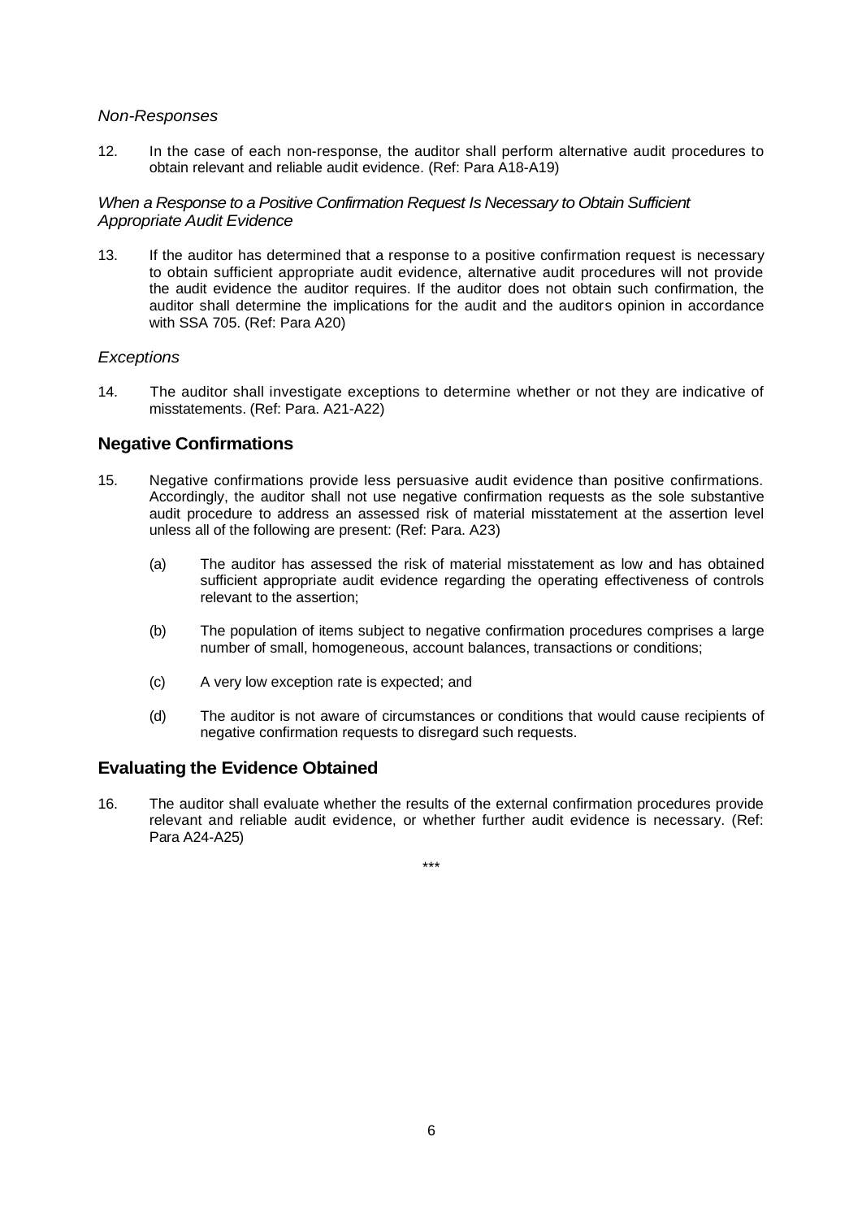*Non-Responses*

12. In the case of each non-response, the auditor shall perform alternative audit procedures to obtain relevant and reliable audit evidence. (Ref: Para A18-A19)

*When a Response to a Positive Confirmation Request Is Necessary to Obtain Sufficient Appropriate Audit Evidence*

13. If the auditor has determined that a response to a positive confirmation request is necessary to obtain sufficient appropriate audit evidence, alternative audit procedures will not provide the audit evidence the auditor requires. If the auditor does not obtain such confirmation, the auditor shall determine the implications for the audit and the auditors opinion in accordance with SSA 705. (Ref: Para A20)

*Exceptions*

14. The auditor shall investigate exceptions to determine whether or not they are indicative of misstatements. (Ref: Para. A21-A22)

## Negative Confirmations

15. Negative confirmations provide less persuasive audit evidence than positive confirmations. Accordingly, the auditor shall not use negative confirmation requests as the sole substantive audit procedure to address an assessed risk of material misstatement at the assertion level unless all of the following are present: (Ref: Para. A23)

    (a) The auditor has assessed the risk of material misstatement as low and has obtained sufficient appropriate audit evidence regarding the operating effectiveness of controls relevant to the assertion;

    (b) The population of items subject to negative confirmation procedures comprises a large number of small, homogeneous, account balances, transactions or conditions;

    (c) A very low exception rate is expected; and

    (d) The auditor is not aware of circumstances or conditions that would cause recipients of negative confirmation requests to disregard such requests.

## Evaluating the Evidence Obtained

16. The auditor shall evaluate whether the results of the external confirmation procedures provide relevant and reliable audit evidence, or whether further audit evidence is necessary. (Ref: Para A24-A25)

\*\*\*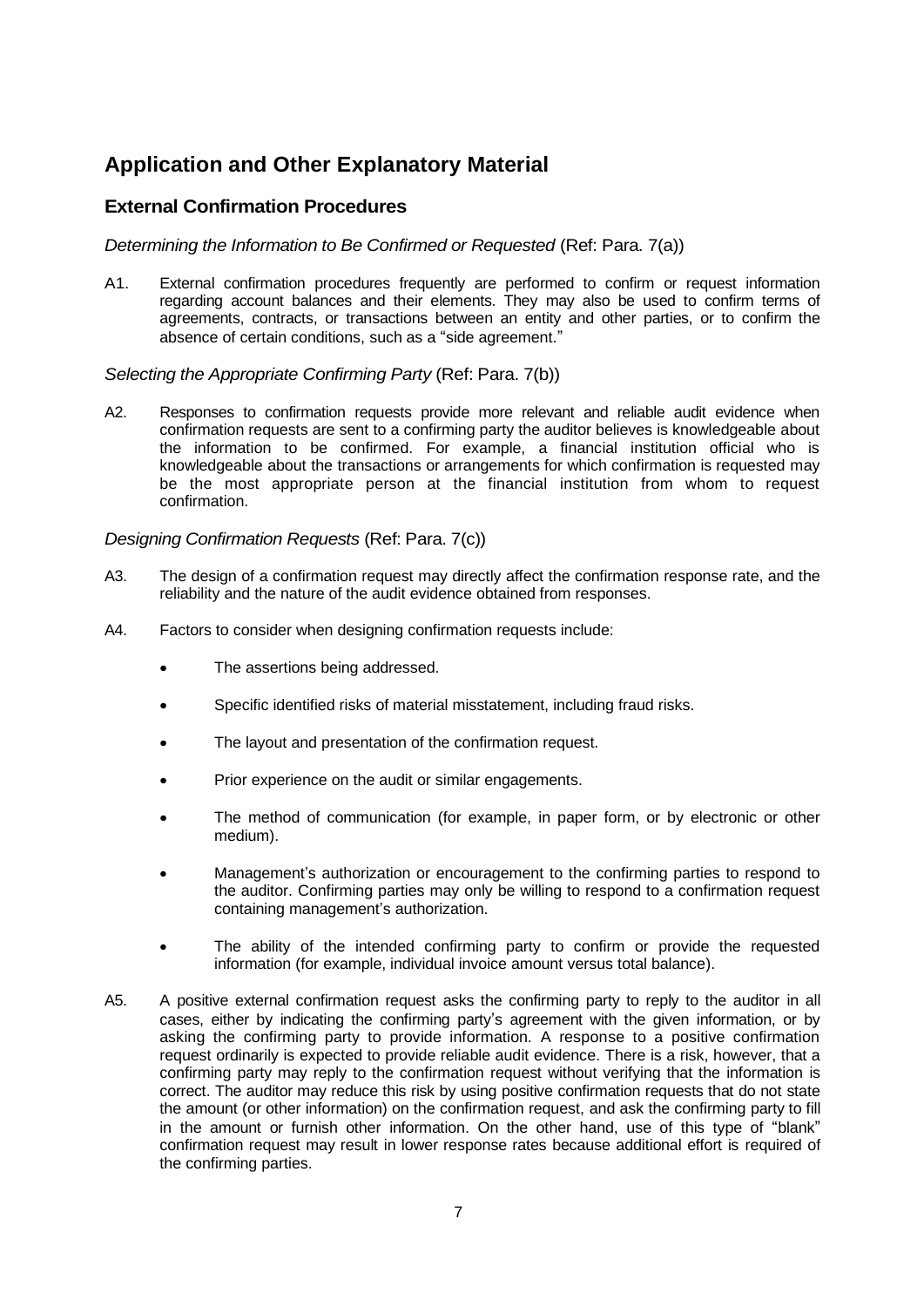# Application and Other Explanatory Material

## External Confirmation Procedures

*Determining the Information to Be Confirmed or Requested* (Ref: Para. 7(a))

A1. External confirmation procedures frequently are performed to confirm or request information regarding account balances and their elements. They may also be used to confirm terms of agreements, contracts, or transactions between an entity and other parties, or to confirm the absence of certain conditions, such as a "side agreement."

*Selecting the Appropriate Confirming Party* (Ref: Para. 7(b))

A2. Responses to confirmation requests provide more relevant and reliable audit evidence when confirmation requests are sent to a confirming party the auditor believes is knowledgeable about the information to be confirmed. For example, a financial institution official who is knowledgeable about the transactions or arrangements for which confirmation is requested may be the most appropriate person at the financial institution from whom to request confirmation.

*Designing Confirmation Requests* (Ref: Para. 7(c))

A3. The design of a confirmation request may directly affect the confirmation response rate, and the reliability and the nature of the audit evidence obtained from responses.

A4. Factors to consider when designing confirmation requests include:

- The assertions being addressed.
- Specific identified risks of material misstatement, including fraud risks.
- The layout and presentation of the confirmation request.
- Prior experience on the audit or similar engagements.
- The method of communication (for example, in paper form, or by electronic or other medium).
- Management's authorization or encouragement to the confirming parties to respond to the auditor. Confirming parties may only be willing to respond to a confirmation request containing management's authorization.
- The ability of the intended confirming party to confirm or provide the requested information (for example, individual invoice amount versus total balance).

A5. A positive external confirmation request asks the confirming party to reply to the auditor in all cases, either by indicating the confirming party's agreement with the given information, or by asking the confirming party to provide information. A response to a positive confirmation request ordinarily is expected to provide reliable audit evidence. There is a risk, however, that a confirming party may reply to the confirmation request without verifying that the information is correct. The auditor may reduce this risk by using positive confirmation requests that do not state the amount (or other information) on the confirmation request, and ask the confirming party to fill in the amount or furnish other information. On the other hand, use of this type of "blank" confirmation request may result in lower response rates because additional effort is required of the confirming parties.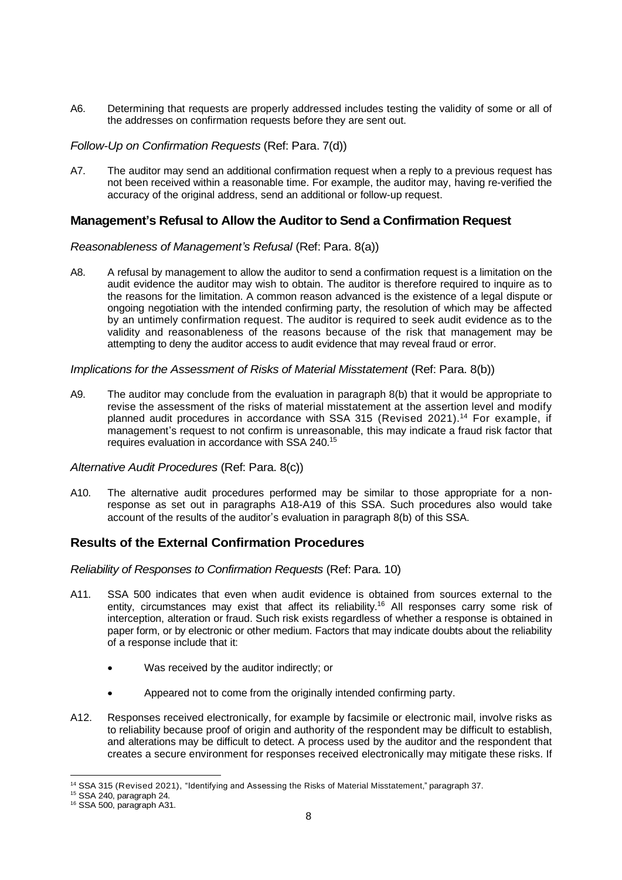A6. Determining that requests are properly addressed includes testing the validity of some or all of the addresses on confirmation requests before they are sent out.

*Follow-Up on Confirmation Requests* (Ref: Para. 7(d))

A7. The auditor may send an additional confirmation request when a reply to a previous request has not been received within a reasonable time. For example, the auditor may, having re-verified the accuracy of the original address, send an additional or follow-up request.

## Management's Refusal to Allow the Auditor to Send a Confirmation Request

*Reasonableness of Management's Refusal* (Ref: Para. 8(a))

A8. A refusal by management to allow the auditor to send a confirmation request is a limitation on the audit evidence the auditor may wish to obtain. The auditor is therefore required to inquire as to the reasons for the limitation. A common reason advanced is the existence of a legal dispute or ongoing negotiation with the intended confirming party, the resolution of which may be affected by an untimely confirmation request. The auditor is required to seek audit evidence as to the validity and reasonableness of the reasons because of the risk that management may be attempting to deny the auditor access to audit evidence that may reveal fraud or error.

*Implications for the Assessment of Risks of Material Misstatement* (Ref: Para. 8(b))

A9. The auditor may conclude from the evaluation in paragraph 8(b) that it would be appropriate to revise the assessment of the risks of material misstatement at the assertion level and modify planned audit procedures in accordance with SSA 315 (Revised 2021).[14] For example, if management's request to not confirm is unreasonable, this may indicate a fraud risk factor that requires evaluation in accordance with SSA 240.[15]

*Alternative Audit Procedures* (Ref: Para. 8(c))

A10. The alternative audit procedures performed may be similar to those appropriate for a non-response as set out in paragraphs A18-A19 of this SSA. Such procedures also would take account of the results of the auditor's evaluation in paragraph 8(b) of this SSA.

## Results of the External Confirmation Procedures

*Reliability of Responses to Confirmation Requests* (Ref: Para. 10)

A11. SSA 500 indicates that even when audit evidence is obtained from sources external to the entity, circumstances may exist that affect its reliability.[16] All responses carry some risk of interception, alteration or fraud. Such risk exists regardless of whether a response is obtained in paper form, or by electronic or other medium. Factors that may indicate doubts about the reliability of a response include that it:

- Was received by the auditor indirectly; or
- Appeared not to come from the originally intended confirming party.

A12. Responses received electronically, for example by facsimile or electronic mail, involve risks as to reliability because proof of origin and authority of the respondent may be difficult to establish, and alterations may be difficult to detect. A process used by the auditor and the respondent that creates a secure environment for responses received electronically may mitigate these risks. If

---

[14] SSA 315 (Revised 2021), "Identifying and Assessing the Risks of Material Misstatement," paragraph 37.

[15] SSA 240, paragraph 24.

[16] SSA 500, paragraph A31.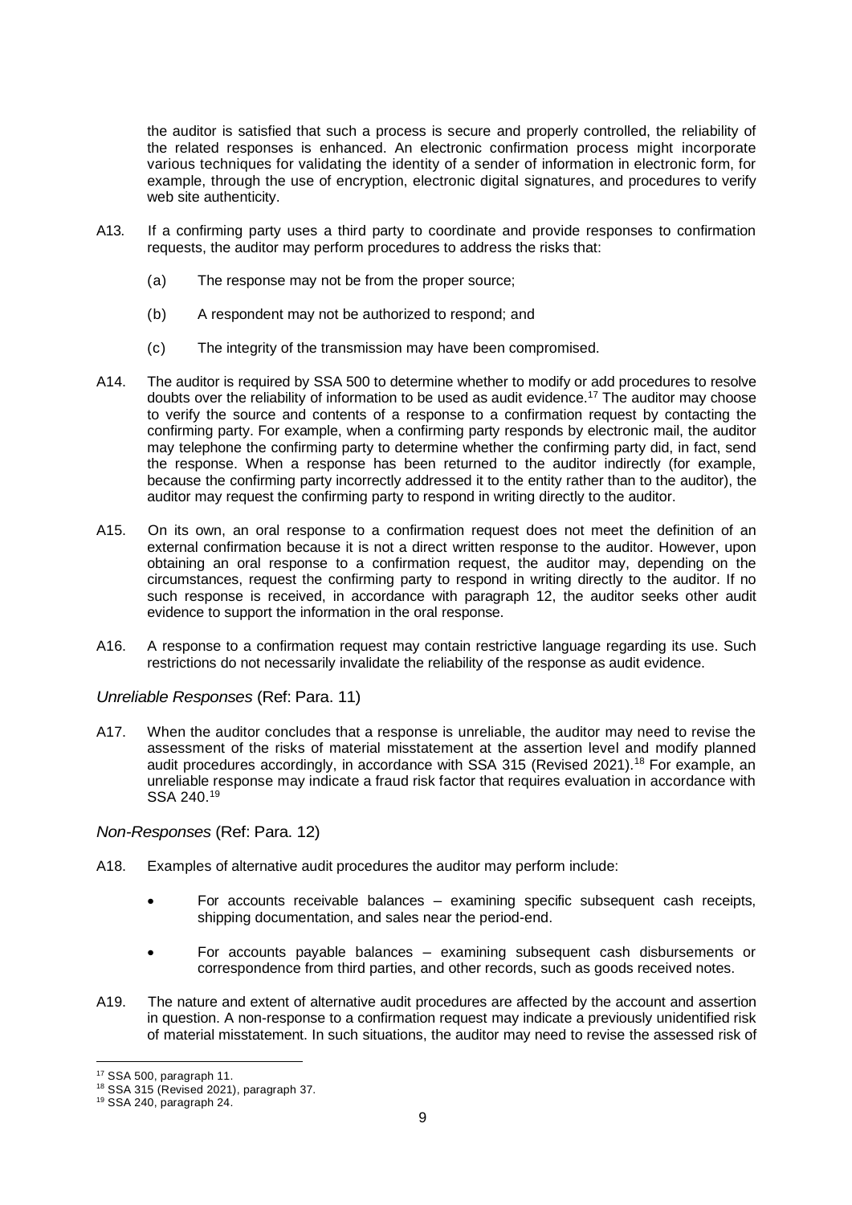the auditor is satisfied that such a process is secure and properly controlled, the reliability of the related responses is enhanced. An electronic confirmation process might incorporate various techniques for validating the identity of a sender of information in electronic form, for example, through the use of encryption, electronic digital signatures, and procedures to verify web site authenticity.

A13. If a confirming party uses a third party to coordinate and provide responses to confirmation requests, the auditor may perform procedures to address the risks that:

(a) The response may not be from the proper source;

(b) A respondent may not be authorized to respond; and

(c) The integrity of the transmission may have been compromised.

A14. The auditor is required by SSA 500 to determine whether to modify or add procedures to resolve doubts over the reliability of information to be used as audit evidence.[17] The auditor may choose to verify the source and contents of a response to a confirmation request by contacting the confirming party. For example, when a confirming party responds by electronic mail, the auditor may telephone the confirming party to determine whether the confirming party did, in fact, send the response. When a response has been returned to the auditor indirectly (for example, because the confirming party incorrectly addressed it to the entity rather than to the auditor), the auditor may request the confirming party to respond in writing directly to the auditor.

A15. On its own, an oral response to a confirmation request does not meet the definition of an external confirmation because it is not a direct written response to the auditor. However, upon obtaining an oral response to a confirmation request, the auditor may, depending on the circumstances, request the confirming party to respond in writing directly to the auditor. If no such response is received, in accordance with paragraph 12, the auditor seeks other audit evidence to support the information in the oral response.

A16. A response to a confirmation request may contain restrictive language regarding its use. Such restrictions do not necessarily invalidate the reliability of the response as audit evidence.

*Unreliable Responses* (Ref: Para. 11)

A17. When the auditor concludes that a response is unreliable, the auditor may need to revise the assessment of the risks of material misstatement at the assertion level and modify planned audit procedures accordingly, in accordance with SSA 315 (Revised 2021).[18] For example, an unreliable response may indicate a fraud risk factor that requires evaluation in accordance with SSA 240.[19]

*Non-Responses* (Ref: Para. 12)

A18. Examples of alternative audit procedures the auditor may perform include:

- For accounts receivable balances – examining specific subsequent cash receipts, shipping documentation, and sales near the period-end.
- For accounts payable balances – examining subsequent cash disbursements or correspondence from third parties, and other records, such as goods received notes.

A19. The nature and extent of alternative audit procedures are affected by the account and assertion in question. A non-response to a confirmation request may indicate a previously unidentified risk of material misstatement. In such situations, the auditor may need to revise the assessed risk of

---

[17] SSA 500, paragraph 11.

[18] SSA 315 (Revised 2021), paragraph 37.

[19] SSA 240, paragraph 24.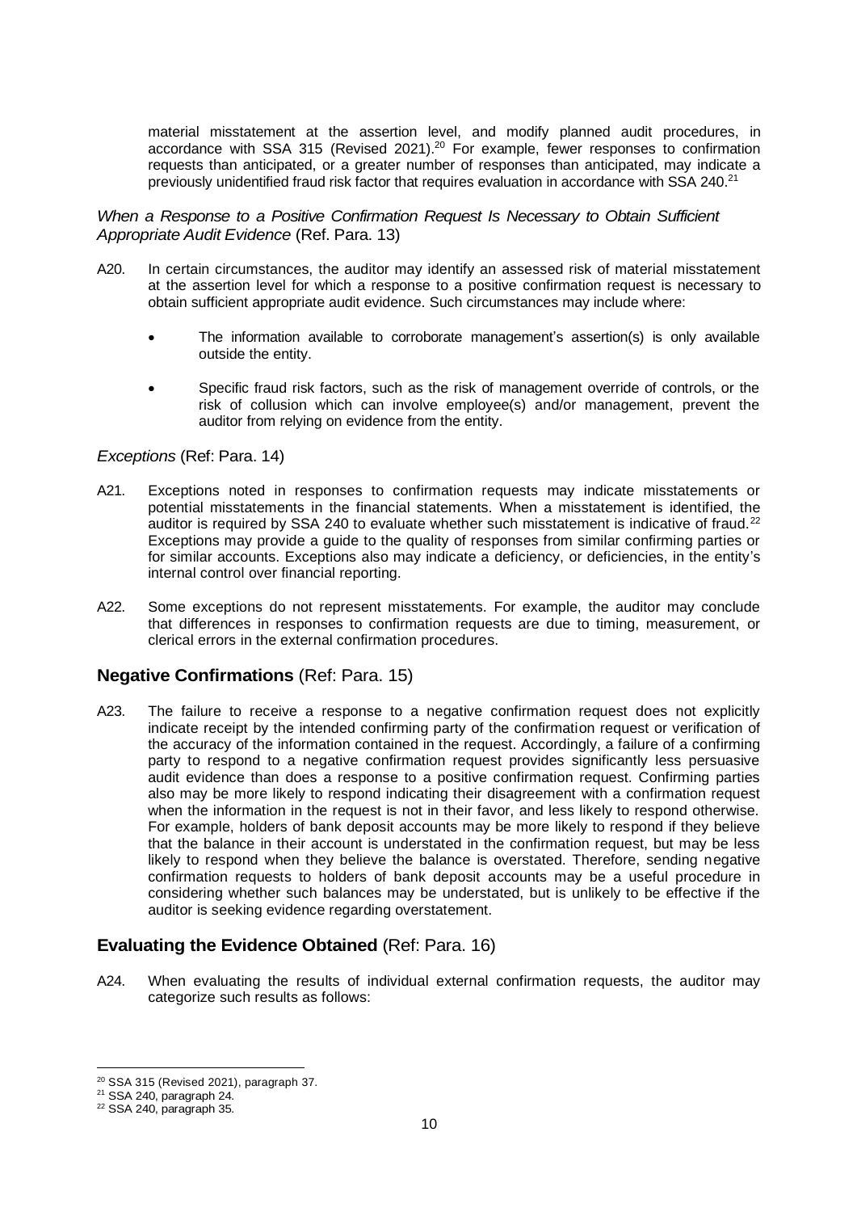material misstatement at the assertion level, and modify planned audit procedures, in accordance with SSA 315 (Revised 2021).[20] For example, fewer responses to confirmation requests than anticipated, or a greater number of responses than anticipated, may indicate a previously unidentified fraud risk factor that requires evaluation in accordance with SSA 240.[21]

*When a Response to a Positive Confirmation Request Is Necessary to Obtain Sufficient Appropriate Audit Evidence* (Ref. Para. 13)

A20. In certain circumstances, the auditor may identify an assessed risk of material misstatement at the assertion level for which a response to a positive confirmation request is necessary to obtain sufficient appropriate audit evidence. Such circumstances may include where:

- The information available to corroborate management's assertion(s) is only available outside the entity.
- Specific fraud risk factors, such as the risk of management override of controls, or the risk of collusion which can involve employee(s) and/or management, prevent the auditor from relying on evidence from the entity.

*Exceptions* (Ref: Para. 14)

A21. Exceptions noted in responses to confirmation requests may indicate misstatements or potential misstatements in the financial statements. When a misstatement is identified, the auditor is required by SSA 240 to evaluate whether such misstatement is indicative of fraud.[22] Exceptions may provide a guide to the quality of responses from similar confirming parties or for similar accounts. Exceptions also may indicate a deficiency, or deficiencies, in the entity's internal control over financial reporting.

A22. Some exceptions do not represent misstatements. For example, the auditor may conclude that differences in responses to confirmation requests are due to timing, measurement, or clerical errors in the external confirmation procedures.

## Negative Confirmations (Ref: Para. 15)

A23. The failure to receive a response to a negative confirmation request does not explicitly indicate receipt by the intended confirming party of the confirmation request or verification of the accuracy of the information contained in the request. Accordingly, a failure of a confirming party to respond to a negative confirmation request provides significantly less persuasive audit evidence than does a response to a positive confirmation request. Confirming parties also may be more likely to respond indicating their disagreement with a confirmation request when the information in the request is not in their favor, and less likely to respond otherwise. For example, holders of bank deposit accounts may be more likely to respond if they believe that the balance in their account is understated in the confirmation request, but may be less likely to respond when they believe the balance is overstated. Therefore, sending negative confirmation requests to holders of bank deposit accounts may be a useful procedure in considering whether such balances may be understated, but is unlikely to be effective if the auditor is seeking evidence regarding overstatement.

## Evaluating the Evidence Obtained (Ref: Para. 16)

A24. When evaluating the results of individual external confirmation requests, the auditor may categorize such results as follows:

---

[20] SSA 315 (Revised 2021), paragraph 37.

[21] SSA 240, paragraph 24.

[22] SSA 240, paragraph 35.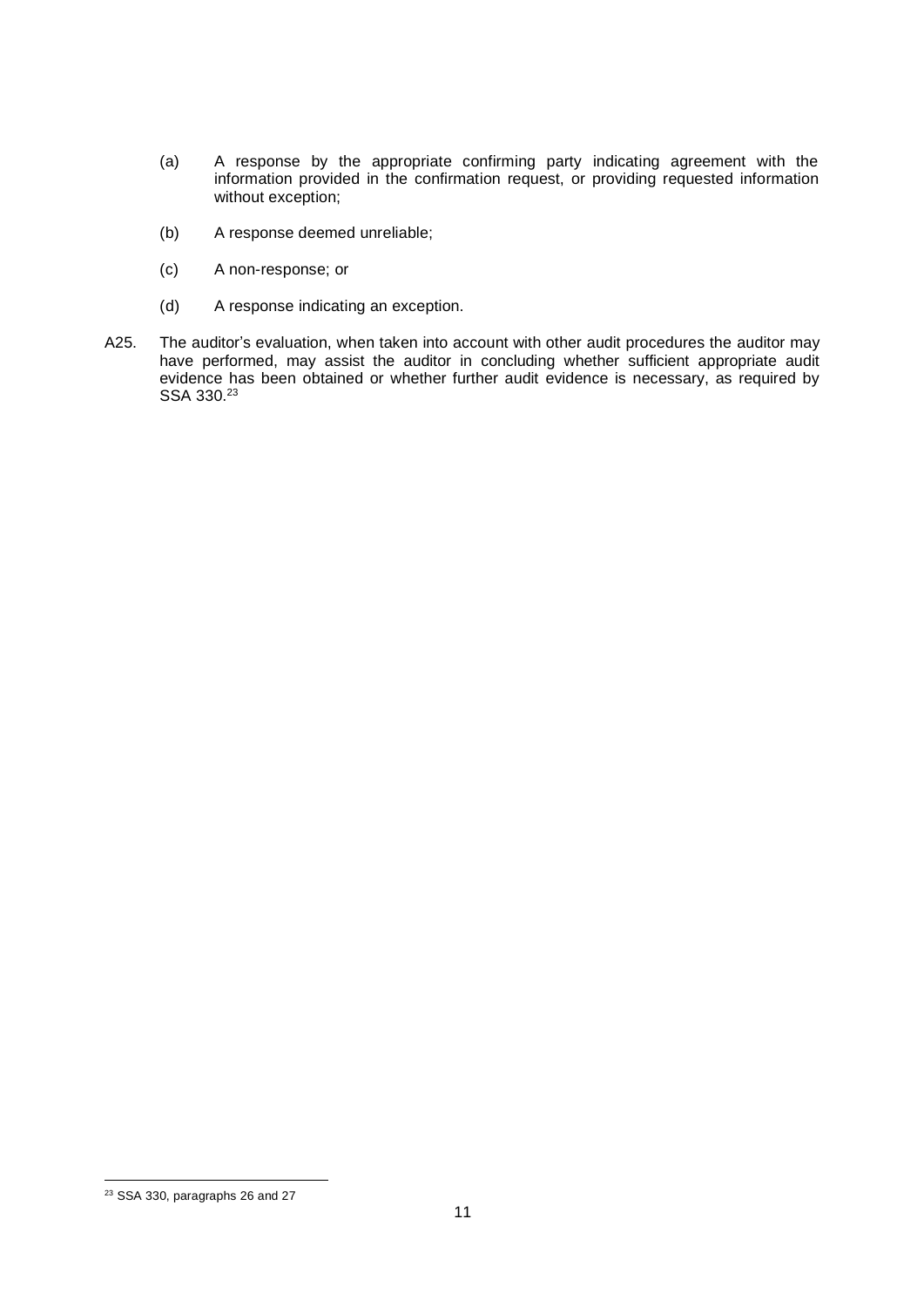(a) A response by the appropriate confirming party indicating agreement with the information provided in the confirmation request, or providing requested information without exception;

(b) A response deemed unreliable;

(c) A non-response; or

(d) A response indicating an exception.

A25. The auditor's evaluation, when taken into account with other audit procedures the auditor may have performed, may assist the auditor in concluding whether sufficient appropriate audit evidence has been obtained or whether further audit evidence is necessary, as required by SSA 330.[23]

[23] SSA 330, paragraphs 26 and 27